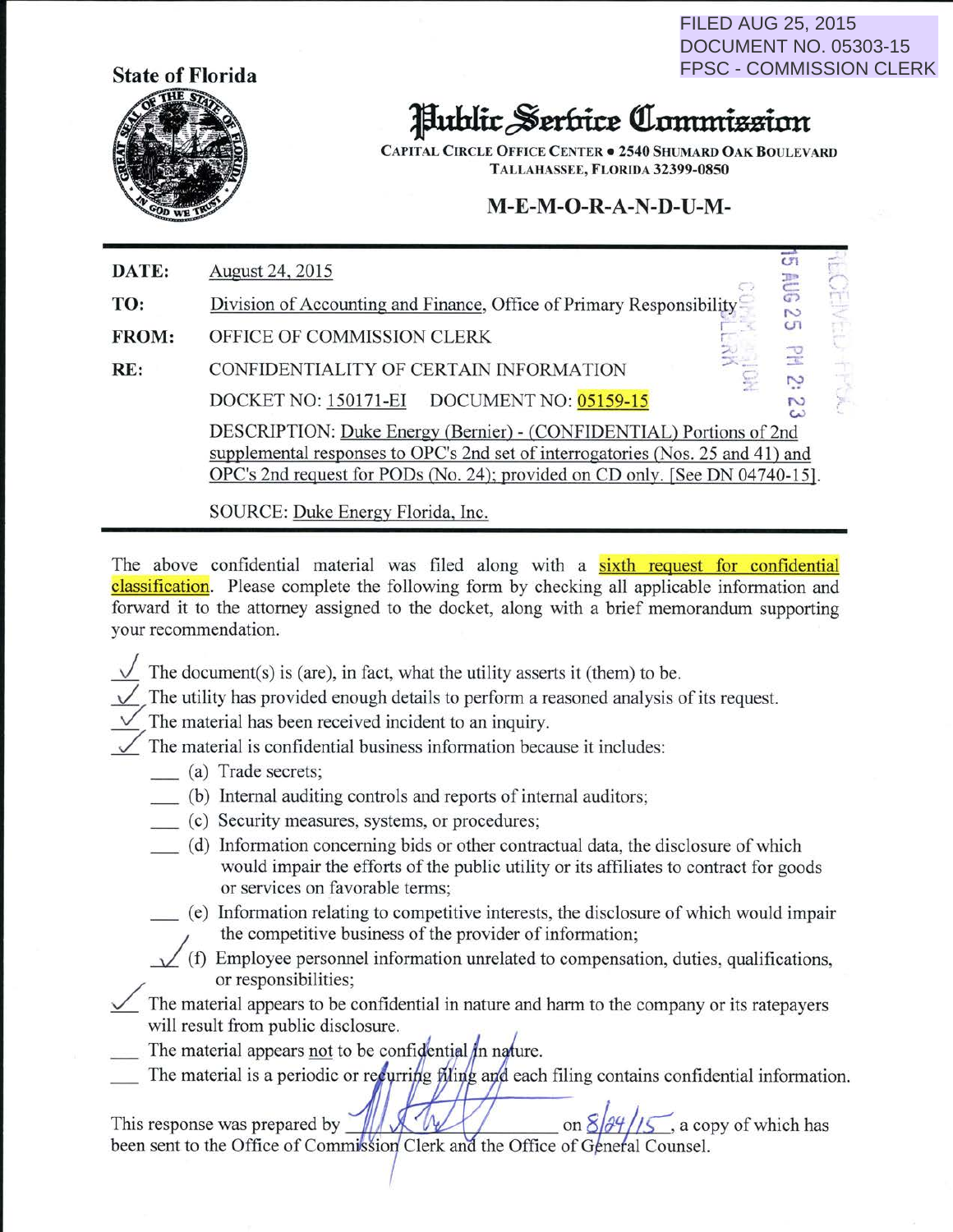FILED AUG 25, 2015
DOCUMENT NO. 05303-15
FPSC - COMMISSION CLERK

**State of Florida**

# Public Service Commission

**CAPITAL CIRCLE OFFICE CENTER • 2540 SHUMARD OAK BOULEVARD**
**TALLAHASSEE, FLORIDA 32399-0850**

## M-E-M-O-R-A-N-D-U-M-

**DATE:** August 24, 2015

**TO:** Division of Accounting and Finance, Office of Primary Responsibility

**FROM:** OFFICE OF COMMISSION CLERK

**RE:** CONFIDENTIALITY OF CERTAIN INFORMATION

DOCKET NO: 150171-EI DOCUMENT NO: 05159-15

DESCRIPTION: Duke Energy (Bernier) - (CONFIDENTIAL) Portions of 2nd supplemental responses to OPC's 2nd set of interrogatories (Nos. 25 and 41) and OPC's 2nd request for PODs (No. 24); provided on CD only. [See DN 04740-15].

SOURCE: Duke Energy Florida, Inc.

15 AUG 25 PM 2:23

---

The above confidential material was filed along with a sixth request for confidential classification. Please complete the following form by checking all applicable information and forward it to the attorney assigned to the docket, along with a brief memorandum supporting your recommendation.

- ✓ The document(s) is (are), in fact, what the utility asserts it (them) to be.
- ✓ The utility has provided enough details to perform a reasoned analysis of its request.
- ✓ The material has been received incident to an inquiry.
- ✓ The material is confidential business information because it includes:
  - ___ (a) Trade secrets;
  - ___ (b) Internal auditing controls and reports of internal auditors;
  - ___ (c) Security measures, systems, or procedures;
  - ___ (d) Information concerning bids or other contractual data, the disclosure of which would impair the efforts of the public utility or its affiliates to contract for goods or services on favorable terms;
  - ___ (e) Information relating to competitive interests, the disclosure of which would impair the competitive business of the provider of information;
  - ✓ (f) Employee personnel information unrelated to compensation, duties, qualifications, or responsibilities;
- ✓ The material appears to be confidential in nature and harm to the company or its ratepayers will result from public disclosure.
- ___ The material appears not to be confidential in nature.
- ___ The material is a periodic or recurring filing and each filing contains confidential information.

This response was prepared by [signature] on 8/24/15, a copy of which has been sent to the Office of Commission Clerk and the Office of General Counsel.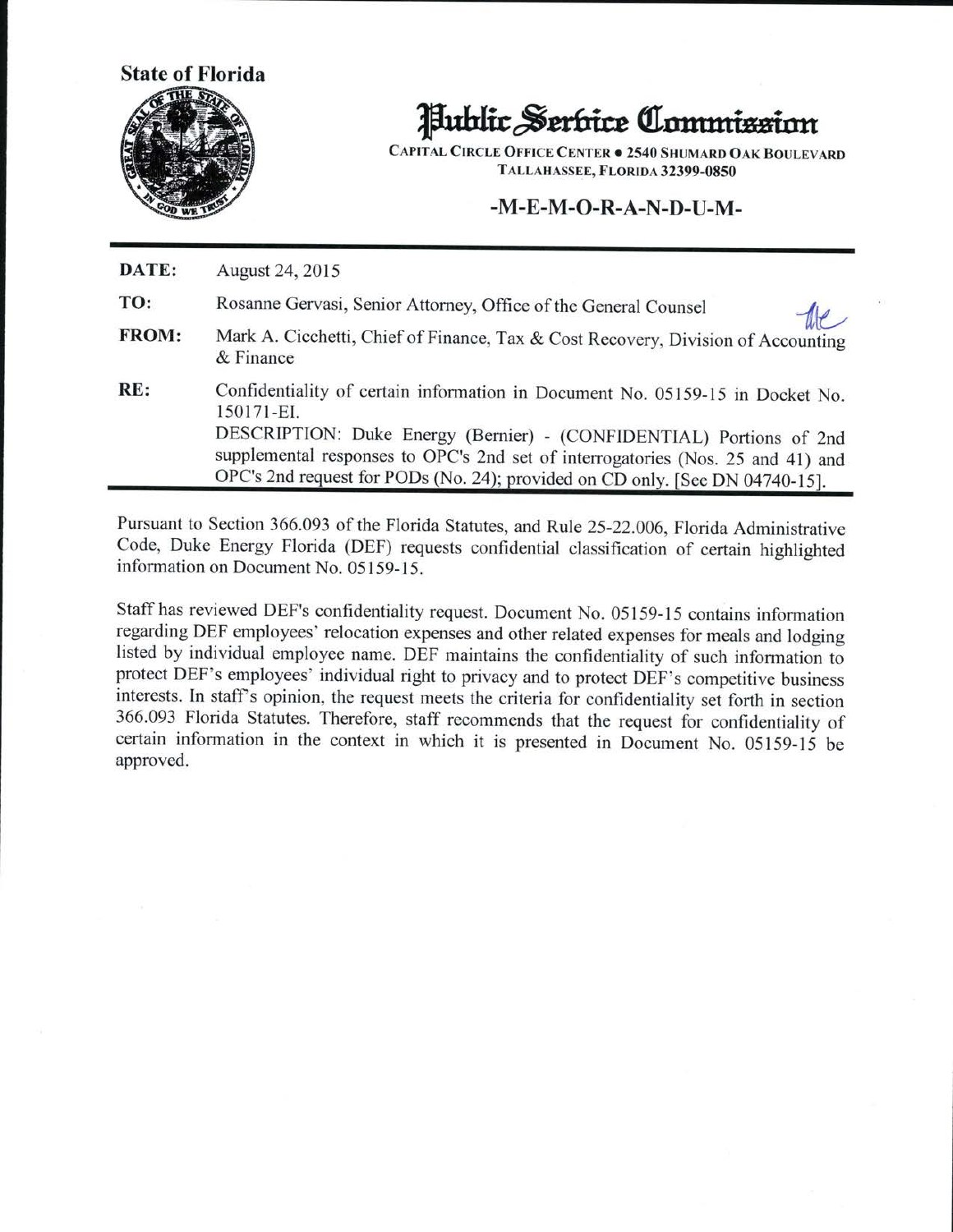**State of Florida**

# Public Service Commission

CAPITAL CIRCLE OFFICE CENTER • 2540 SHUMARD OAK BOULEVARD
TALLAHASSEE, FLORIDA 32399-0850

## -M-E-M-O-R-A-N-D-U-M-

**DATE:** August 24, 2015

**TO:** Rosanne Gervasi, Senior Attorney, Office of the General Counsel

**FROM:** Mark A. Cicchetti, Chief of Finance, Tax & Cost Recovery, Division of Accounting & Finance

**RE:** Confidentiality of certain information in Document No. 05159-15 in Docket No. 150171-EI.
DESCRIPTION: Duke Energy (Bernier) - (CONFIDENTIAL) Portions of 2nd supplemental responses to OPC's 2nd set of interrogatories (Nos. 25 and 41) and OPC's 2nd request for PODs (No. 24); provided on CD only. [See DN 04740-15].

Pursuant to Section 366.093 of the Florida Statutes, and Rule 25-22.006, Florida Administrative Code, Duke Energy Florida (DEF) requests confidential classification of certain highlighted information on Document No. 05159-15.

Staff has reviewed DEF's confidentiality request. Document No. 05159-15 contains information regarding DEF employees' relocation expenses and other related expenses for meals and lodging listed by individual employee name. DEF maintains the confidentiality of such information to protect DEF's employees' individual right to privacy and to protect DEF's competitive business interests. In staff's opinion, the request meets the criteria for confidentiality set forth in section 366.093 Florida Statutes. Therefore, staff recommends that the request for confidentiality of certain information in the context in which it is presented in Document No. 05159-15 be approved.